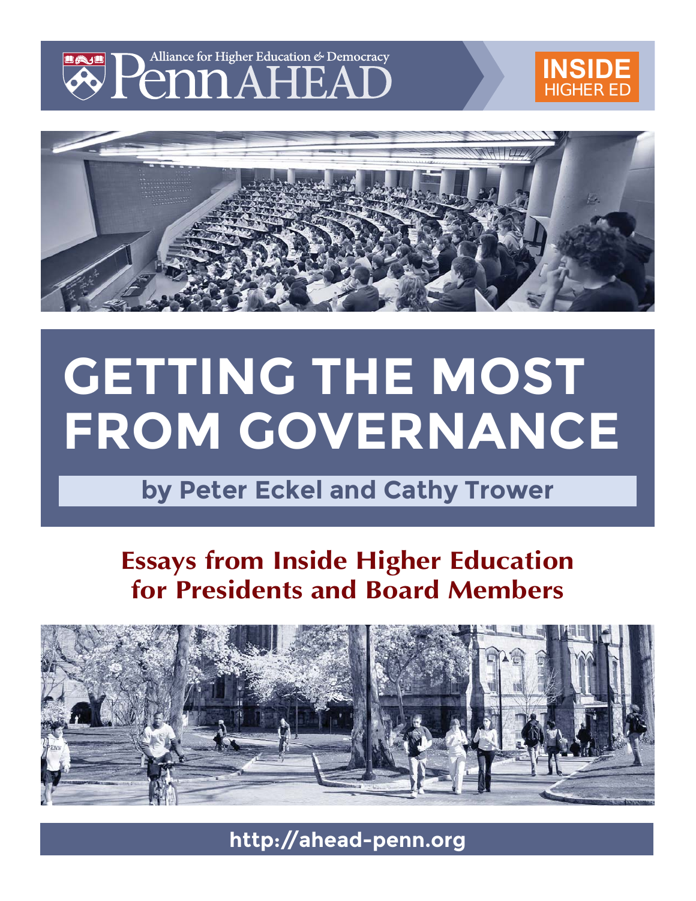Alliance for Higher Education & Democracy

Penn AHEAD

INSIDE HIGHER ED

# GETTING THE MOST FROM GOVERNANCE

**by Peter Eckel and Cathy Trower**

## Essays from Inside Higher Education for Presidents and Board Members

http://ahead-penn.org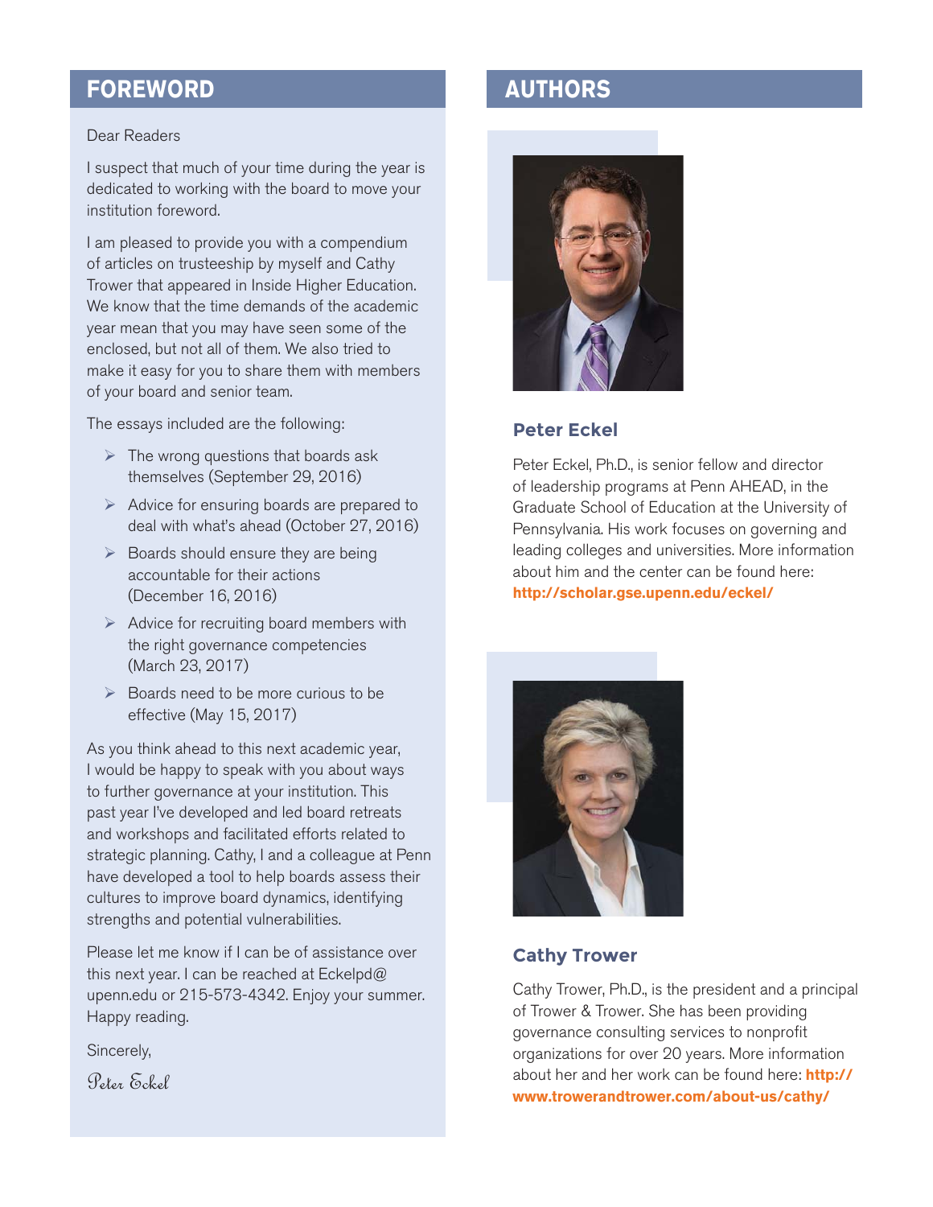## FOREWORD

Dear Readers

I suspect that much of your time during the year is dedicated to working with the board to move your institution foreword.

I am pleased to provide you with a compendium of articles on trusteeship by myself and Cathy Trower that appeared in Inside Higher Education. We know that the time demands of the academic year mean that you may have seen some of the enclosed, but not all of them. We also tried to make it easy for you to share them with members of your board and senior team.

The essays included are the following:

- The wrong questions that boards ask themselves (September 29, 2016)
- Advice for ensuring boards are prepared to deal with what's ahead (October 27, 2016)
- Boards should ensure they are being accountable for their actions (December 16, 2016)
- Advice for recruiting board members with the right governance competencies (March 23, 2017)
- Boards need to be more curious to be effective (May 15, 2017)

As you think ahead to this next academic year, I would be happy to speak with you about ways to further governance at your institution. This past year I've developed and led board retreats and workshops and facilitated efforts related to strategic planning. Cathy, I and a colleague at Penn have developed a tool to help boards assess their cultures to improve board dynamics, identifying strengths and potential vulnerabilities.

Please let me know if I can be of assistance over this next year. I can be reached at Eckelpd@upenn.edu or 215-573-4342. Enjoy your summer. Happy reading.

Sincerely,

*Peter Eckel*

## AUTHORS

### Peter Eckel

Peter Eckel, Ph.D., is senior fellow and director of leadership programs at Penn AHEAD, in the Graduate School of Education at the University of Pennsylvania. His work focuses on governing and leading colleges and universities. More information about him and the center can be found here: **http://scholar.gse.upenn.edu/eckel/**

### Cathy Trower

Cathy Trower, Ph.D., is the president and a principal of Trower & Trower. She has been providing governance consulting services to nonprofit organizations for over 20 years. More information about her and her work can be found here: **http://www.towerandtrower.com/about-us/cathy/**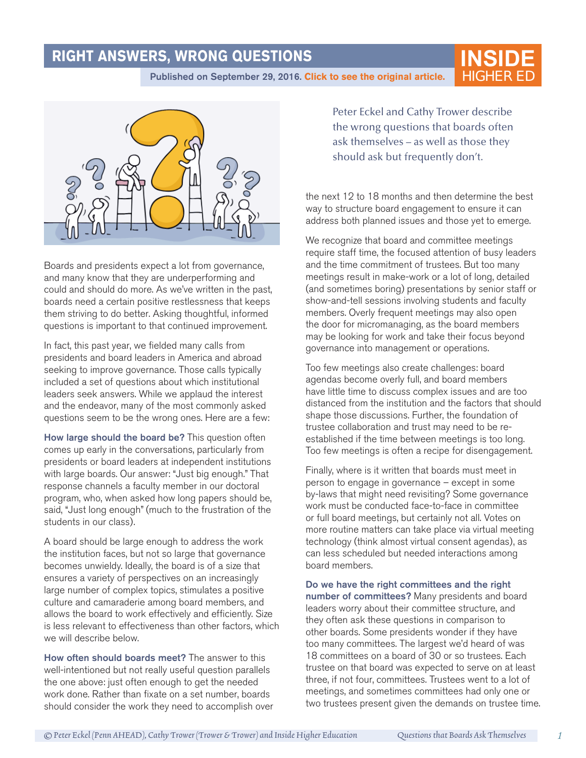# RIGHT ANSWERS, WRONG QUESTIONS

**Published on September 29, 2016. Click to see the original article.**

Peter Eckel and Cathy Trower describe the wrong questions that boards often ask themselves – as well as those they should ask but frequently don't.

Boards and presidents expect a lot from governance, and many know that they are underperforming and could and should do more. As we've written in the past, boards need a certain positive restlessness that keeps them striving to do better. Asking thoughtful, informed questions is important to that continued improvement.

In fact, this past year, we fielded many calls from presidents and board leaders in America and abroad seeking to improve governance. Those calls typically included a set of questions about which institutional leaders seek answers. While we applaud the interest and the endeavor, many of the most commonly asked questions seem to be the wrong ones. Here are a few:

**How large should the board be?** This question often comes up early in the conversations, particularly from presidents or board leaders at independent institutions with large boards. Our answer: "Just big enough." That response channels a faculty member in our doctoral program, who, when asked how long papers should be, said, "Just long enough" (much to the frustration of the students in our class).

A board should be large enough to address the work the institution faces, but not so large that governance becomes unwieldy. Ideally, the board is of a size that ensures a variety of perspectives on an increasingly large number of complex topics, stimulates a positive culture and camaraderie among board members, and allows the board to work effectively and efficiently. Size is less relevant to effectiveness than other factors, which we will describe below.

**How often should boards meet?** The answer to this well-intentioned but not really useful question parallels the one above: just often enough to get the needed work done. Rather than fixate on a set number, boards should consider the work they need to accomplish over the next 12 to 18 months and then determine the best way to structure board engagement to ensure it can address both planned issues and those yet to emerge.

We recognize that board and committee meetings require staff time, the focused attention of busy leaders and the time commitment of trustees. But too many meetings result in make-work or a lot of long, detailed (and sometimes boring) presentations by senior staff or show-and-tell sessions involving students and faculty members. Overly frequent meetings may also open the door for micromanaging, as the board members may be looking for work and take their focus beyond governance into management or operations.

Too few meetings also create challenges: board agendas become overly full, and board members have little time to discuss complex issues and are too distanced from the institution and the factors that should shape those discussions. Further, the foundation of trustee collaboration and trust may need to be re-established if the time between meetings is too long. Too few meetings is often a recipe for disengagement.

Finally, where is it written that boards must meet in person to engage in governance – except in some by-laws that might need revisiting? Some governance work must be conducted face-to-face in committee or full board meetings, but certainly not all. Votes on more routine matters can take place via virtual meeting technology (think almost virtual consent agendas), as can less scheduled but needed interactions among board members.

**Do we have the right committees and the right number of committees?** Many presidents and board leaders worry about their committee structure, and they often ask these questions in comparison to other boards. Some presidents wonder if they have too many committees. The largest we'd heard of was 18 committees on a board of 30 or so trustees. Each trustee on that board was expected to serve on at least three, if not four, committees. Trustees went to a lot of meetings, and sometimes committees had only one or two trustees present given the demands on trustee time.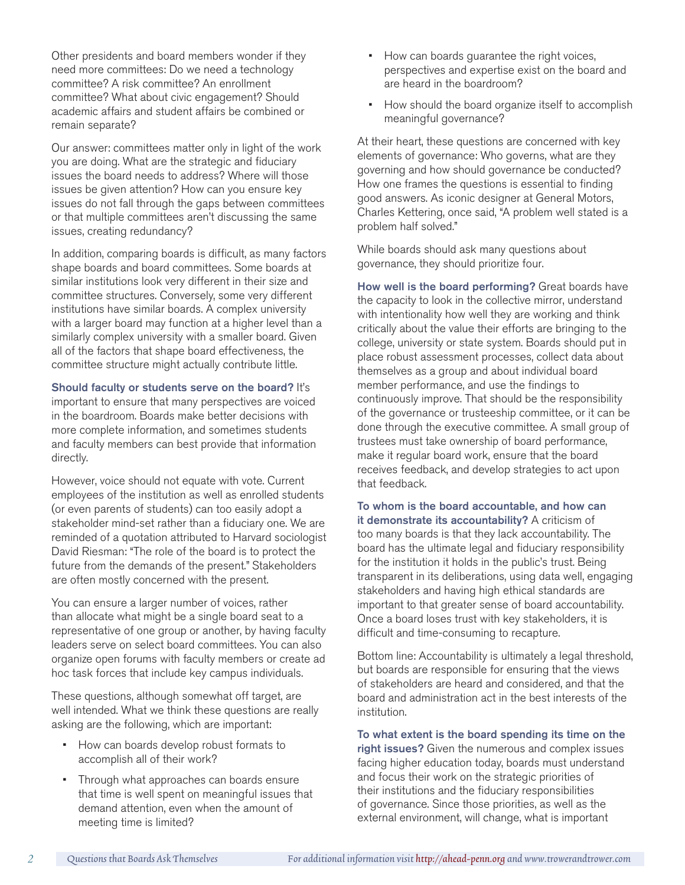Other presidents and board members wonder if they need more committees: Do we need a technology committee? A risk committee? An enrollment committee? What about civic engagement? Should academic affairs and student affairs be combined or remain separate?

Our answer: committees matter only in light of the work you are doing. What are the strategic and fiduciary issues the board needs to address? Where will those issues be given attention? How can you ensure key issues do not fall through the gaps between committees or that multiple committees aren't discussing the same issues, creating redundancy?

In addition, comparing boards is difficult, as many factors shape boards and board committees. Some boards at similar institutions look very different in their size and committee structures. Conversely, some very different institutions have similar boards. A complex university with a larger board may function at a higher level than a similarly complex university with a smaller board. Given all of the factors that shape board effectiveness, the committee structure might actually contribute little.

**Should faculty or students serve on the board?** It's important to ensure that many perspectives are voiced in the boardroom. Boards make better decisions with more complete information, and sometimes students and faculty members can best provide that information directly.

However, voice should not equate with vote. Current employees of the institution as well as enrolled students (or even parents of students) can too easily adopt a stakeholder mind-set rather than a fiduciary one. We are reminded of a quotation attributed to Harvard sociologist David Riesman: "The role of the board is to protect the future from the demands of the present." Stakeholders are often mostly concerned with the present.

You can ensure a larger number of voices, rather than allocate what might be a single board seat to a representative of one group or another, by having faculty leaders serve on select board committees. You can also organize open forums with faculty members or create ad hoc task forces that include key campus individuals.

These questions, although somewhat off target, are well intended. What we think these questions are really asking are the following, which are important:

- How can boards develop robust formats to accomplish all of their work?
- Through what approaches can boards ensure that time is well spent on meaningful issues that demand attention, even when the amount of meeting time is limited?
- How can boards guarantee the right voices, perspectives and expertise exist on the board and are heard in the boardroom?
- How should the board organize itself to accomplish meaningful governance?

At their heart, these questions are concerned with key elements of governance: Who governs, what are they governing and how should governance be conducted? How one frames the questions is essential to finding good answers. As iconic designer at General Motors, Charles Kettering, once said, "A problem well stated is a problem half solved."

While boards should ask many questions about governance, they should prioritize four.

**How well is the board performing?** Great boards have the capacity to look in the collective mirror, understand with intentionality how well they are working and think critically about the value their efforts are bringing to the college, university or state system. Boards should put in place robust assessment processes, collect data about themselves as a group and about individual board member performance, and use the findings to continuously improve. That should be the responsibility of the governance or trusteeship committee, or it can be done through the executive committee. A small group of trustees must take ownership of board performance, make it regular board work, ensure that the board receives feedback, and develop strategies to act upon that feedback.

**To whom is the board accountable, and how can it demonstrate its accountability?** A criticism of too many boards is that they lack accountability. The board has the ultimate legal and fiduciary responsibility for the institution it holds in the public's trust. Being transparent in its deliberations, using data well, engaging stakeholders and having high ethical standards are important to that greater sense of board accountability. Once a board loses trust with key stakeholders, it is difficult and time-consuming to recapture.

Bottom line: Accountability is ultimately a legal threshold, but boards are responsible for ensuring that the views of stakeholders are heard and considered, and that the board and administration act in the best interests of the institution.

**To what extent is the board spending its time on the right issues?** Given the numerous and complex issues facing higher education today, boards must understand and focus their work on the strategic priorities of their institutions and the fiduciary responsibilities of governance. Since those priorities, as well as the external environment, will change, what is important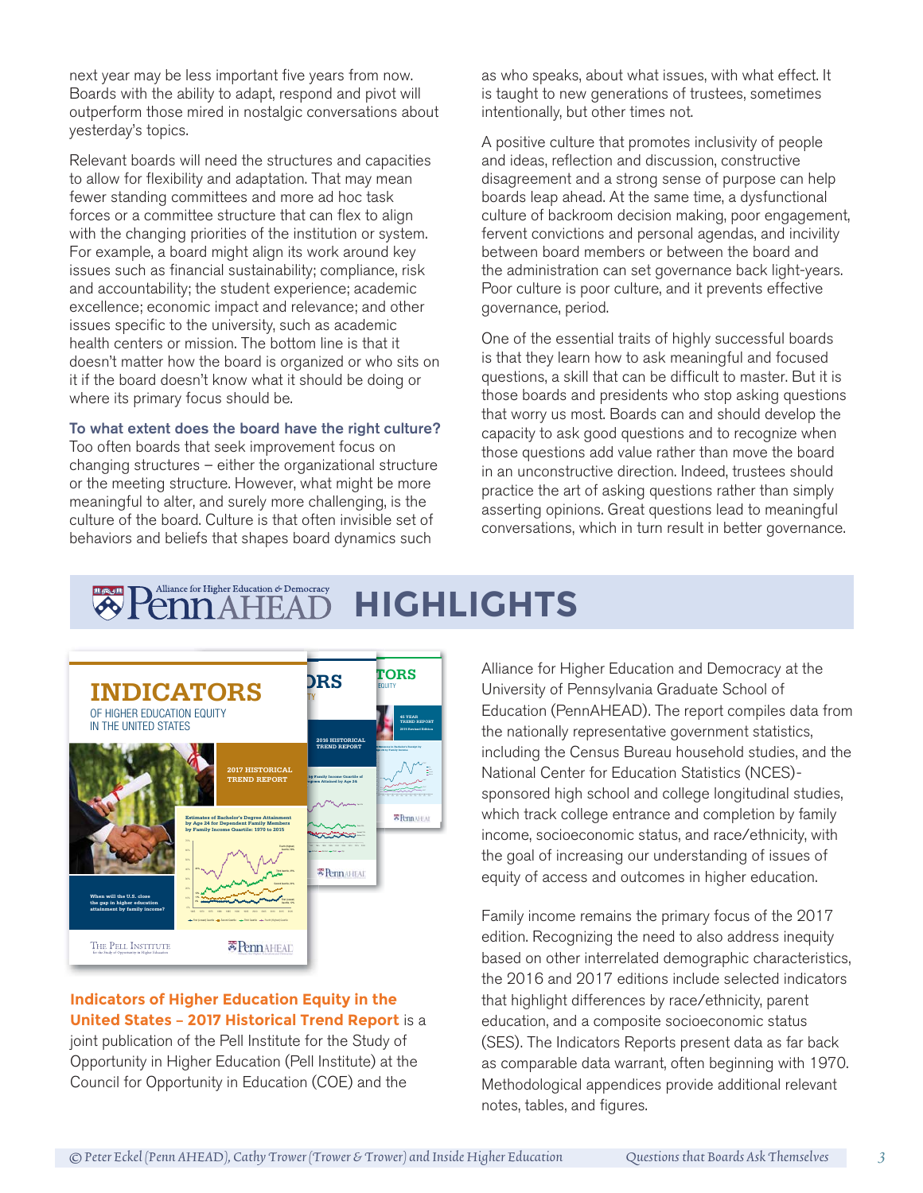next year may be less important five years from now. Boards with the ability to adapt, respond and pivot will outperform those mired in nostalgic conversations about yesterday's topics.

Relevant boards will need the structures and capacities to allow for flexibility and adaptation. That may mean fewer standing committees and more ad hoc task forces or a committee structure that can flex to align with the changing priorities of the institution or system. For example, a board might align its work around key issues such as financial sustainability; compliance, risk and accountability; the student experience; academic excellence; economic impact and relevance; and other issues specific to the university, such as academic health centers or mission. The bottom line is that it doesn't matter how the board is organized or who sits on it if the board doesn't know what it should be doing or where its primary focus should be.

**To what extent does the board have the right culture?**
Too often boards that seek improvement focus on changing structures – either the organizational structure or the meeting structure. However, what might be more meaningful to alter, and surely more challenging, is the culture of the board. Culture is that often invisible set of behaviors and beliefs that shapes board dynamics such as who speaks, about what issues, with what effect. It is taught to new generations of trustees, sometimes intentionally, but other times not.

A positive culture that promotes inclusivity of people and ideas, reflection and discussion, constructive disagreement and a strong sense of purpose can help boards leap ahead. At the same time, a dysfunctional culture of backroom decision making, poor engagement, fervent convictions and personal agendas, and incivility between board members or between the board and the administration can set governance back light-years. Poor culture is poor culture, and it prevents effective governance, period.

One of the essential traits of highly successful boards is that they learn how to ask meaningful and focused questions, a skill that can be difficult to master. But it is those boards and presidents who stop asking questions that worry us most. Boards can and should develop the capacity to ask good questions and to recognize when those questions add value rather than move the board in an unconstructive direction. Indeed, trustees should practice the art of asking questions rather than simply asserting opinions. Great questions lead to meaningful conversations, which in turn result in better governance.

## PennAHEAD HIGHLIGHTS

**Indicators of Higher Education Equity in the United States – 2017 Historical Trend Report** is a joint publication of the Pell Institute for the Study of Opportunity in Higher Education (Pell Institute) at the Council for Opportunity in Education (COE) and the Alliance for Higher Education and Democracy at the University of Pennsylvania Graduate School of Education (PennAHEAD). The report compiles data from the nationally representative government statistics, including the Census Bureau household studies, and the National Center for Education Statistics (NCES)-sponsored high school and college longitudinal studies, which track college entrance and completion by family income, socioeconomic status, and race/ethnicity, with the goal of increasing our understanding of issues of equity of access and outcomes in higher education.

Family income remains the primary focus of the 2017 edition. Recognizing the need to also address inequity based on other interrelated demographic characteristics, the 2016 and 2017 editions include selected indicators that highlight differences by race/ethnicity, parent education, and a composite socioeconomic status (SES). The Indicators Reports present data as far back as comparable data warrant, often beginning with 1970. Methodological appendices provide additional relevant notes, tables, and figures.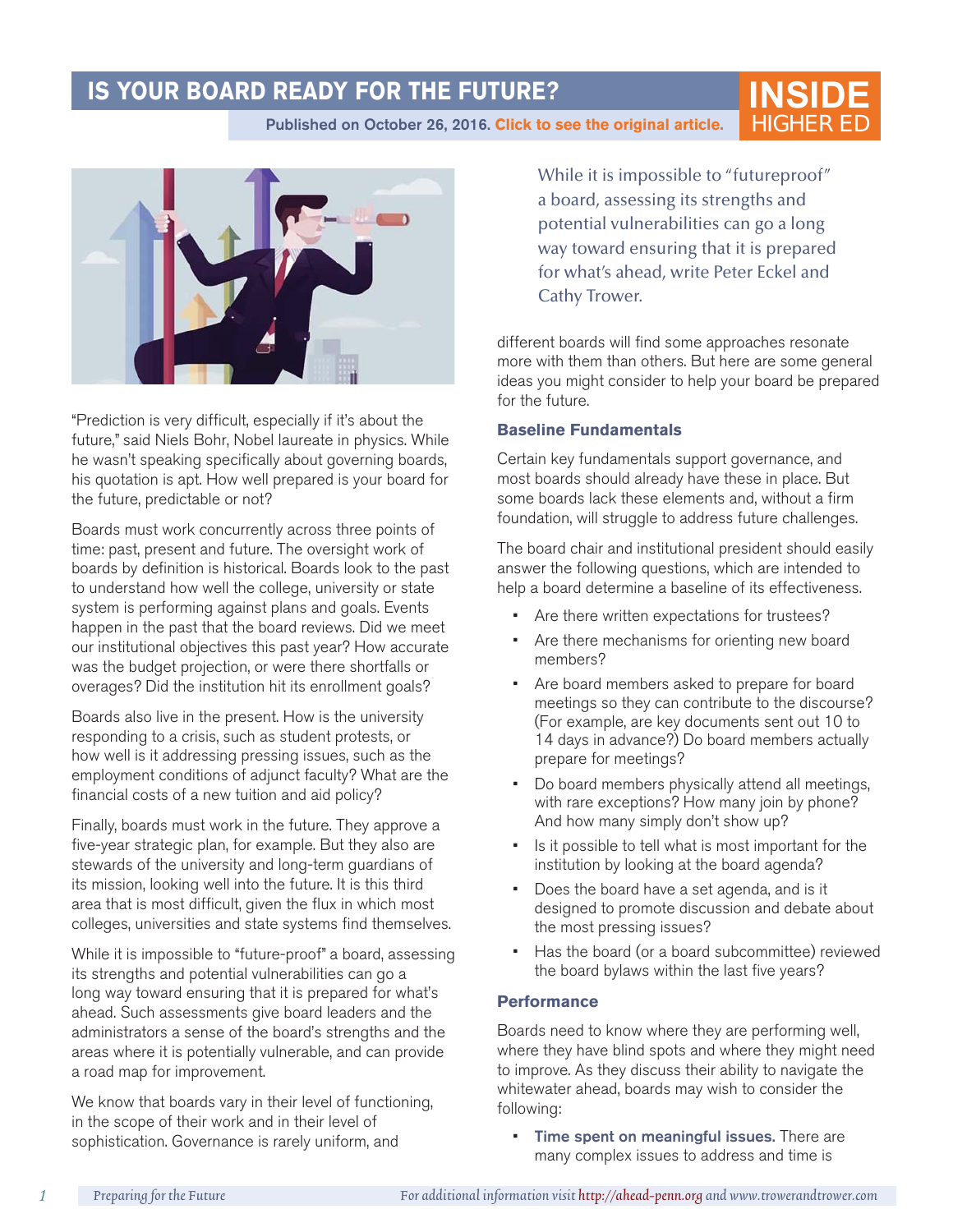# IS YOUR BOARD READY FOR THE FUTURE?

Published on October 26, 2016. Click to see the original article.

INSIDE HIGHER ED

While it is impossible to "futureproof" a board, assessing its strengths and potential vulnerabilities can go a long way toward ensuring that it is prepared for what's ahead, write Peter Eckel and Cathy Trower.

"Prediction is very difficult, especially if it's about the future," said Niels Bohr, Nobel laureate in physics. While he wasn't speaking specifically about governing boards, his quotation is apt. How well prepared is your board for the future, predictable or not?

Boards must work concurrently across three points of time: past, present and future. The oversight work of boards by definition is historical. Boards look to the past to understand how well the college, university or state system is performing against plans and goals. Events happen in the past that the board reviews. Did we meet our institutional objectives this past year? How accurate was the budget projection, or were there shortfalls or overages? Did the institution hit its enrollment goals?

Boards also live in the present. How is the university responding to a crisis, such as student protests, or how well is it addressing pressing issues, such as the employment conditions of adjunct faculty? What are the financial costs of a new tuition and aid policy?

Finally, boards must work in the future. They approve a five-year strategic plan, for example. But they also are stewards of the university and long-term guardians of its mission, looking well into the future. It is this third area that is most difficult, given the flux in which most colleges, universities and state systems find themselves.

While it is impossible to "future-proof" a board, assessing its strengths and potential vulnerabilities can go a long way toward ensuring that it is prepared for what's ahead. Such assessments give board leaders and the administrators a sense of the board's strengths and the areas where it is potentially vulnerable, and can provide a road map for improvement.

We know that boards vary in their level of functioning, in the scope of their work and in their level of sophistication. Governance is rarely uniform, and different boards will find some approaches resonate more with them than others. But here are some general ideas you might consider to help your board be prepared for the future.

### Baseline Fundamentals

Certain key fundamentals support governance, and most boards should already have these in place. But some boards lack these elements and, without a firm foundation, will struggle to address future challenges.

The board chair and institutional president should easily answer the following questions, which are intended to help a board determine a baseline of its effectiveness.

- Are there written expectations for trustees?
- Are there mechanisms for orienting new board members?
- Are board members asked to prepare for board meetings so they can contribute to the discourse? (For example, are key documents sent out 10 to 14 days in advance?) Do board members actually prepare for meetings?
- Do board members physically attend all meetings, with rare exceptions? How many join by phone? And how many simply don't show up?
- Is it possible to tell what is most important for the institution by looking at the board agenda?
- Does the board have a set agenda, and is it designed to promote discussion and debate about the most pressing issues?
- Has the board (or a board subcommittee) reviewed the board bylaws within the last five years?

### Performance

Boards need to know where they are performing well, where they have blind spots and where they might need to improve. As they discuss their ability to navigate the whitewater ahead, boards may wish to consider the following:

- **Time spent on meaningful issues.** There are many complex issues to address and time is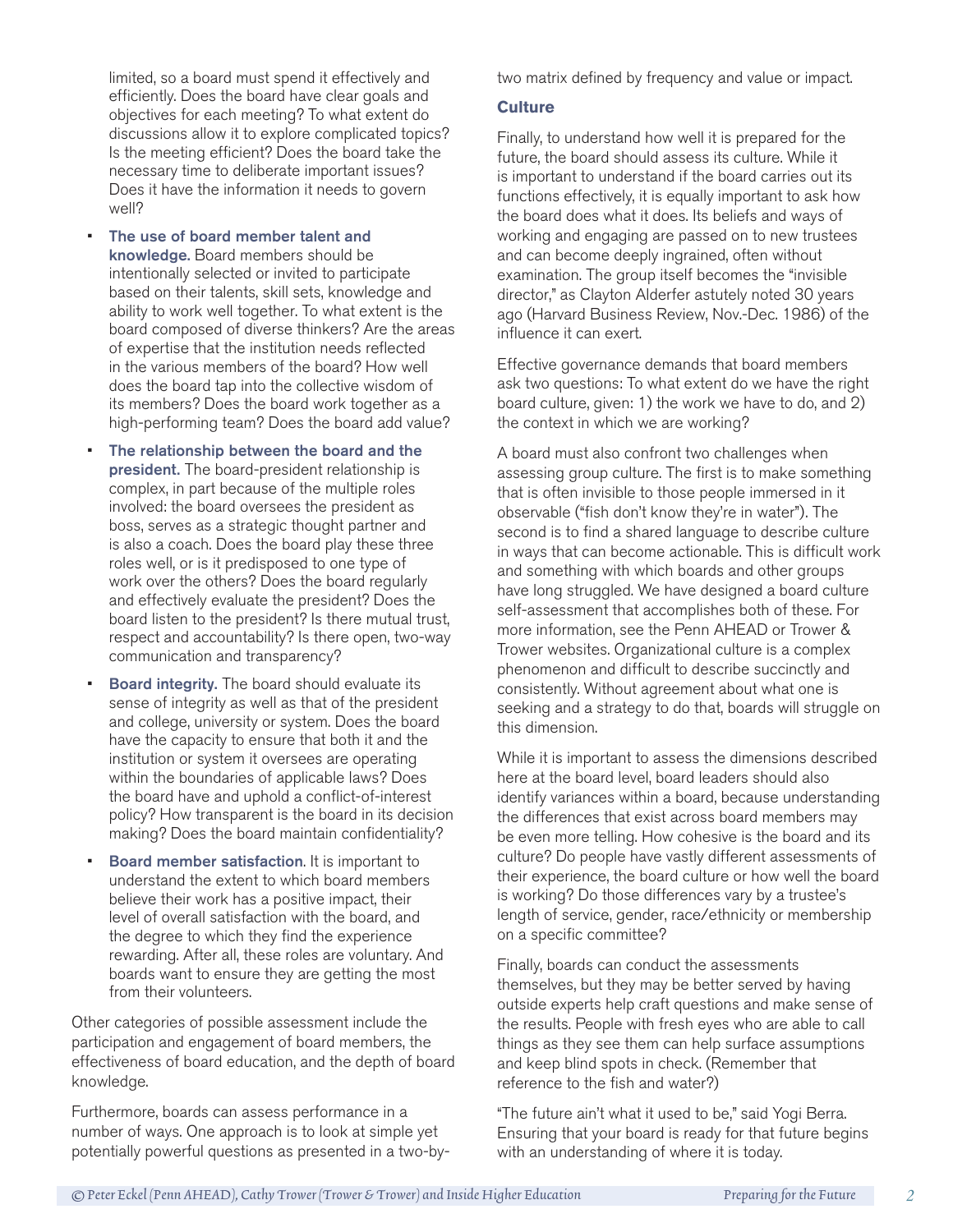limited, so a board must spend it effectively and efficiently. Does the board have clear goals and objectives for each meeting? To what extent do discussions allow it to explore complicated topics? Is the meeting efficient? Does the board take the necessary time to deliberate important issues? Does it have the information it needs to govern well?

- **The use of board member talent and knowledge.** Board members should be intentionally selected or invited to participate based on their talents, skill sets, knowledge and ability to work well together. To what extent is the board composed of diverse thinkers? Are the areas of expertise that the institution needs reflected in the various members of the board? How well does the board tap into the collective wisdom of its members? Does the board work together as a high-performing team? Does the board add value?
- **The relationship between the board and the president.** The board-president relationship is complex, in part because of the multiple roles involved: the board oversees the president as boss, serves as a strategic thought partner and is also a coach. Does the board play these three roles well, or is it predisposed to one type of work over the others? Does the board regularly and effectively evaluate the president? Does the board listen to the president? Is there mutual trust, respect and accountability? Is there open, two-way communication and transparency?
- **Board integrity.** The board should evaluate its sense of integrity as well as that of the president and college, university or system. Does the board have the capacity to ensure that both it and the institution or system it oversees are operating within the boundaries of applicable laws? Does the board have and uphold a conflict-of-interest policy? How transparent is the board in its decision making? Does the board maintain confidentiality?
- **Board member satisfaction**. It is important to understand the extent to which board members believe their work has a positive impact, their level of overall satisfaction with the board, and the degree to which they find the experience rewarding. After all, these roles are voluntary. And boards want to ensure they are getting the most from their volunteers.

Other categories of possible assessment include the participation and engagement of board members, the effectiveness of board education, and the depth of board knowledge.

Furthermore, boards can assess performance in a number of ways. One approach is to look at simple yet potentially powerful questions as presented in a two-by-two matrix defined by frequency and value or impact.

### Culture

Finally, to understand how well it is prepared for the future, the board should assess its culture. While it is important to understand if the board carries out its functions effectively, it is equally important to ask how the board does what it does. Its beliefs and ways of working and engaging are passed on to new trustees and can become deeply ingrained, often without examination. The group itself becomes the "invisible director," as Clayton Alderfer astutely noted 30 years ago (Harvard Business Review, Nov.-Dec. 1986) of the influence it can exert.

Effective governance demands that board members ask two questions: To what extent do we have the right board culture, given: 1) the work we have to do, and 2) the context in which we are working?

A board must also confront two challenges when assessing group culture. The first is to make something that is often invisible to those people immersed in it observable ("fish don't know they're in water"). The second is to find a shared language to describe culture in ways that can become actionable. This is difficult work and something with which boards and other groups have long struggled. We have designed a board culture self-assessment that accomplishes both of these. For more information, see the Penn AHEAD or Trower & Trower websites. Organizational culture is a complex phenomenon and difficult to describe succinctly and consistently. Without agreement about what one is seeking and a strategy to do that, boards will struggle on this dimension.

While it is important to assess the dimensions described here at the board level, board leaders should also identify variances within a board, because understanding the differences that exist across board members may be even more telling. How cohesive is the board and its culture? Do people have vastly different assessments of their experience, the board culture or how well the board is working? Do those differences vary by a trustee's length of service, gender, race/ethnicity or membership on a specific committee?

Finally, boards can conduct the assessments themselves, but they may be better served by having outside experts help craft questions and make sense of the results. People with fresh eyes who are able to call things as they see them can help surface assumptions and keep blind spots in check. (Remember that reference to the fish and water?)

"The future ain't what it used to be," said Yogi Berra. Ensuring that your board is ready for that future begins with an understanding of where it is today.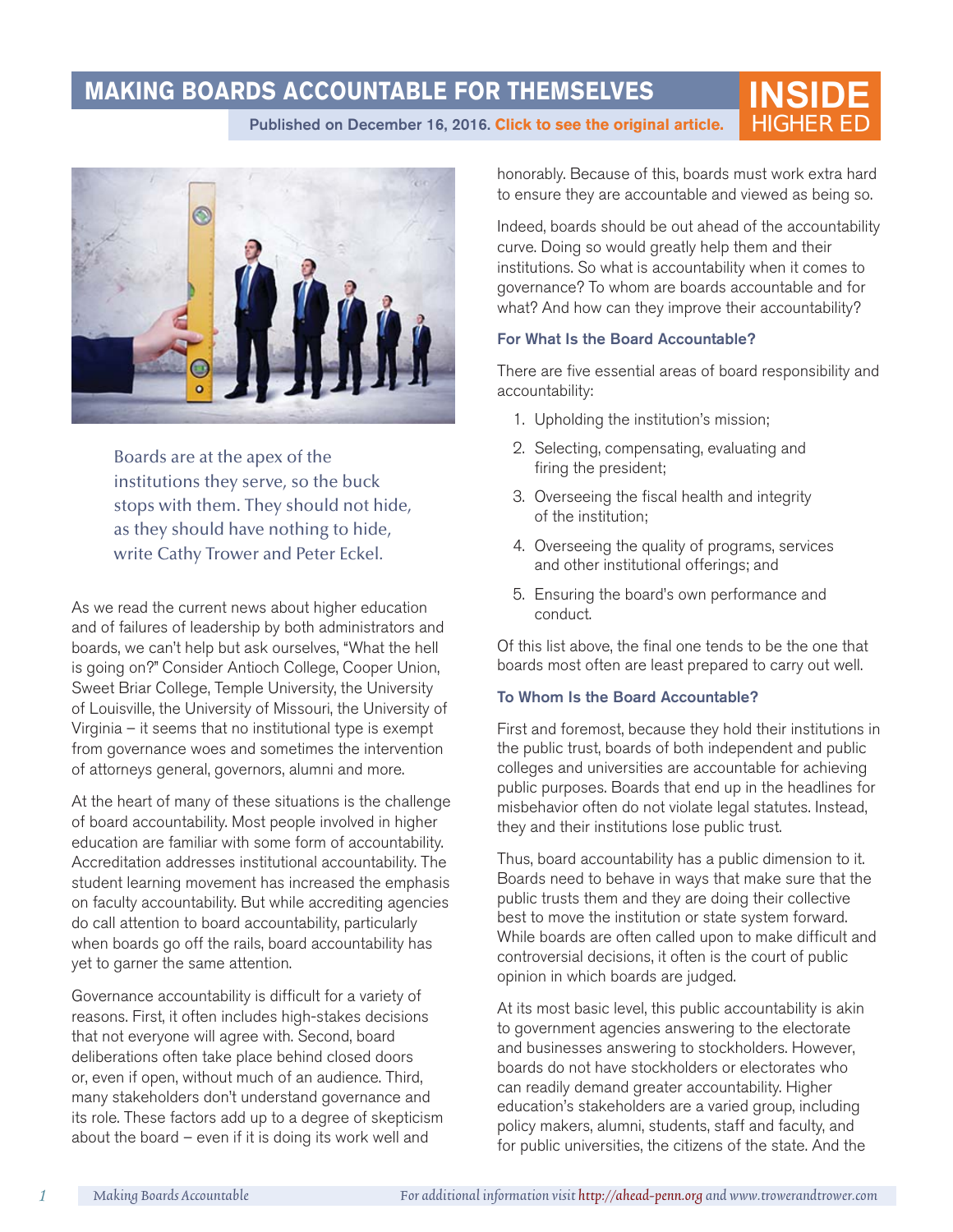# MAKING BOARDS ACCOUNTABLE FOR THEMSELVES

Published on December 16, 2016. Click to see the original article.

Boards are at the apex of the institutions they serve, so the buck stops with them. They should not hide, as they should have nothing to hide, write Cathy Trower and Peter Eckel.

As we read the current news about higher education and of failures of leadership by both administrators and boards, we can't help but ask ourselves, "What the hell is going on?" Consider Antioch College, Cooper Union, Sweet Briar College, Temple University, the University of Louisville, the University of Missouri, the University of Virginia – it seems that no institutional type is exempt from governance woes and sometimes the intervention of attorneys general, governors, alumni and more.

At the heart of many of these situations is the challenge of board accountability. Most people involved in higher education are familiar with some form of accountability. Accreditation addresses institutional accountability. The student learning movement has increased the emphasis on faculty accountability. But while accrediting agencies do call attention to board accountability, particularly when boards go off the rails, board accountability has yet to garner the same attention.

Governance accountability is difficult for a variety of reasons. First, it often includes high-stakes decisions that not everyone will agree with. Second, board deliberations often take place behind closed doors or, even if open, without much of an audience. Third, many stakeholders don't understand governance and its role. These factors add up to a degree of skepticism about the board – even if it is doing its work well and honorably. Because of this, boards must work extra hard to ensure they are accountable and viewed as being so.

Indeed, boards should be out ahead of the accountability curve. Doing so would greatly help them and their institutions. So what is accountability when it comes to governance? To whom are boards accountable and for what? And how can they improve their accountability?

### For What Is the Board Accountable?

There are five essential areas of board responsibility and accountability:

1. Upholding the institution's mission;
2. Selecting, compensating, evaluating and firing the president;
3. Overseeing the fiscal health and integrity of the institution;
4. Overseeing the quality of programs, services and other institutional offerings; and
5. Ensuring the board's own performance and conduct.

Of this list above, the final one tends to be the one that boards most often are least prepared to carry out well.

### To Whom Is the Board Accountable?

First and foremost, because they hold their institutions in the public trust, boards of both independent and public colleges and universities are accountable for achieving public purposes. Boards that end up in the headlines for misbehavior often do not violate legal statutes. Instead, they and their institutions lose public trust.

Thus, board accountability has a public dimension to it. Boards need to behave in ways that make sure that the public trusts them and they are doing their collective best to move the institution or state system forward. While boards are often called upon to make difficult and controversial decisions, it often is the court of public opinion in which boards are judged.

At its most basic level, this public accountability is akin to government agencies answering to the electorate and businesses answering to stockholders. However, boards do not have stockholders or electorates who can readily demand greater accountability. Higher education's stakeholders are a varied group, including policy makers, alumni, students, staff and faculty, and for public universities, the citizens of the state. And the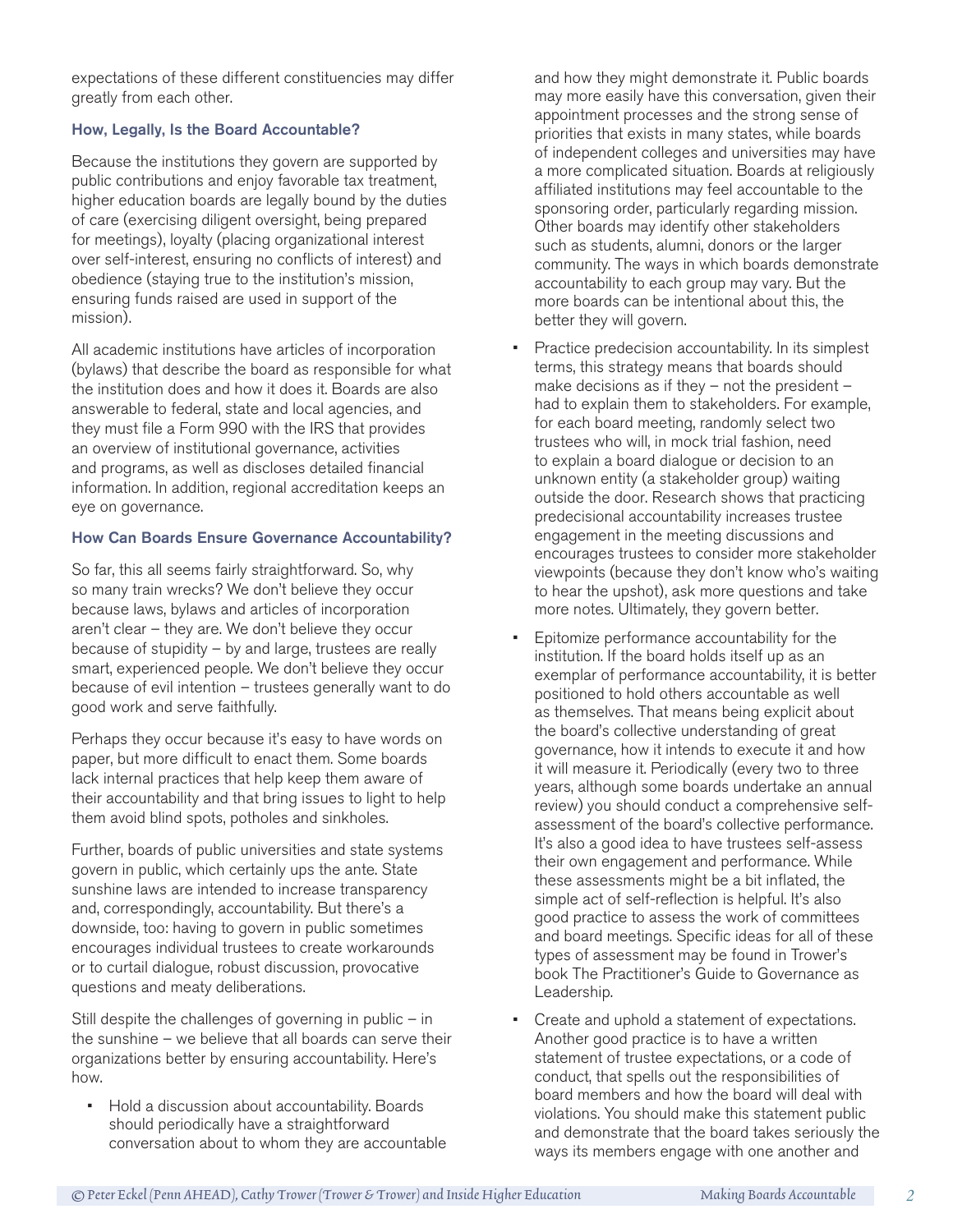expectations of these different constituencies may differ greatly from each other.

### How, Legally, Is the Board Accountable?

Because the institutions they govern are supported by public contributions and enjoy favorable tax treatment, higher education boards are legally bound by the duties of care (exercising diligent oversight, being prepared for meetings), loyalty (placing organizational interest over self-interest, ensuring no conflicts of interest) and obedience (staying true to the institution's mission, ensuring funds raised are used in support of the mission).

All academic institutions have articles of incorporation (bylaws) that describe the board as responsible for what the institution does and how it does it. Boards are also answerable to federal, state and local agencies, and they must file a Form 990 with the IRS that provides an overview of institutional governance, activities and programs, as well as discloses detailed financial information. In addition, regional accreditation keeps an eye on governance.

### How Can Boards Ensure Governance Accountability?

So far, this all seems fairly straightforward. So, why so many train wrecks? We don't believe they occur because laws, bylaws and articles of incorporation aren't clear – they are. We don't believe they occur because of stupidity – by and large, trustees are really smart, experienced people. We don't believe they occur because of evil intention – trustees generally want to do good work and serve faithfully.

Perhaps they occur because it's easy to have words on paper, but more difficult to enact them. Some boards lack internal practices that help keep them aware of their accountability and that bring issues to light to help them avoid blind spots, potholes and sinkholes.

Further, boards of public universities and state systems govern in public, which certainly ups the ante. State sunshine laws are intended to increase transparency and, correspondingly, accountability. But there's a downside, too: having to govern in public sometimes encourages individual trustees to create workarounds or to curtail dialogue, robust discussion, provocative questions and meaty deliberations.

Still despite the challenges of governing in public – in the sunshine – we believe that all boards can serve their organizations better by ensuring accountability. Here's how.

- Hold a discussion about accountability. Boards should periodically have a straightforward conversation about to whom they are accountable and how they might demonstrate it. Public boards may more easily have this conversation, given their appointment processes and the strong sense of priorities that exists in many states, while boards of independent colleges and universities may have a more complicated situation. Boards at religiously affiliated institutions may feel accountable to the sponsoring order, particularly regarding mission. Other boards may identify other stakeholders such as students, alumni, donors or the larger community. The ways in which boards demonstrate accountability to each group may vary. But the more boards can be intentional about this, the better they will govern.
- Practice predecision accountability. In its simplest terms, this strategy means that boards should make decisions as if they – not the president – had to explain them to stakeholders. For example, for each board meeting, randomly select two trustees who will, in mock trial fashion, need to explain a board dialogue or decision to an unknown entity (a stakeholder group) waiting outside the door. Research shows that practicing predecisional accountability increases trustee engagement in the meeting discussions and encourages trustees to consider more stakeholder viewpoints (because they don't know who's waiting to hear the upshot), ask more questions and take more notes. Ultimately, they govern better.
- Epitomize performance accountability for the institution. If the board holds itself up as an exemplar of performance accountability, it is better positioned to hold others accountable as well as themselves. That means being explicit about the board's collective understanding of great governance, how it intends to execute it and how it will measure it. Periodically (every two to three years, although some boards undertake an annual review) you should conduct a comprehensive self-assessment of the board's collective performance. It's also a good idea to have trustees self-assess their own engagement and performance. While these assessments might be a bit inflated, the simple act of self-reflection is helpful. It's also good practice to assess the work of committees and board meetings. Specific ideas for all of these types of assessment may be found in Trower's book The Practitioner's Guide to Governance as Leadership.
- Create and uphold a statement of expectations. Another good practice is to have a written statement of trustee expectations, or a code of conduct, that spells out the responsibilities of board members and how the board will deal with violations. You should make this statement public and demonstrate that the board takes seriously the ways its members engage with one another and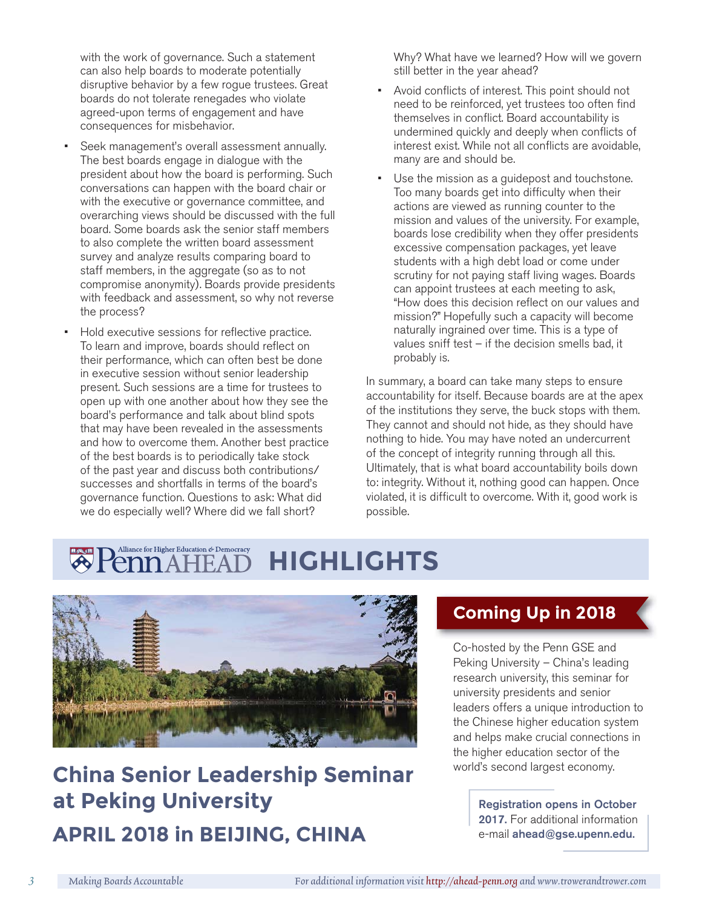with the work of governance. Such a statement can also help boards to moderate potentially disruptive behavior by a few rogue trustees. Great boards do not tolerate renegades who violate agreed-upon terms of engagement and have consequences for misbehavior.

- Seek management's overall assessment annually. The best boards engage in dialogue with the president about how the board is performing. Such conversations can happen with the board chair or with the executive or governance committee, and overarching views should be discussed with the full board. Some boards ask the senior staff members to also complete the written board assessment survey and analyze results comparing board to staff members, in the aggregate (so as to not compromise anonymity). Boards provide presidents with feedback and assessment, so why not reverse the process?
- Hold executive sessions for reflective practice. To learn and improve, boards should reflect on their performance, which can often best be done in executive session without senior leadership present. Such sessions are a time for trustees to open up with one another about how they see the board's performance and talk about blind spots that may have been revealed in the assessments and how to overcome them. Another best practice of the best boards is to periodically take stock of the past year and discuss both contributions/successes and shortfalls in terms of the board's governance function. Questions to ask: What did we do especially well? Where did we fall short? Why? What have we learned? How will we govern still better in the year ahead?
- Avoid conflicts of interest. This point should not need to be reinforced, yet trustees too often find themselves in conflict. Board accountability is undermined quickly and deeply when conflicts of interest exist. While not all conflicts are avoidable, many are and should be.
- Use the mission as a guidepost and touchstone. Too many boards get into difficulty when their actions are viewed as running counter to the mission and values of the university. For example, boards lose credibility when they offer presidents excessive compensation packages, yet leave students with a high debt load or come under scrutiny for not paying staff living wages. Boards can appoint trustees at each meeting to ask, "How does this decision reflect on our values and mission?" Hopefully such a capacity will become naturally ingrained over time. This is a type of values sniff test – if the decision smells bad, it probably is.

In summary, a board can take many steps to ensure accountability for itself. Because boards are at the apex of the institutions they serve, the buck stops with them. They cannot and should not hide, as they should have nothing to hide. You may have noted an undercurrent of the concept of integrity running through all this. Ultimately, that is what board accountability boils down to: integrity. Without it, nothing good can happen. Once violated, it is difficult to overcome. With it, good work is possible.

# Penn AHEAD HIGHLIGHTS

Alliance for Higher Education & Democracy

## China Senior Leadership Seminar at Peking University

## APRIL 2018 in BEIJING, CHINA

### Coming Up in 2018

Co-hosted by the Penn GSE and Peking University – China's leading research university, this seminar for university presidents and senior leaders offers a unique introduction to the Chinese higher education system and helps make crucial connections in the higher education sector of the world's second largest economy.

**Registration opens in October 2017.** For additional information e-mail **ahead@gse.upenn.edu.**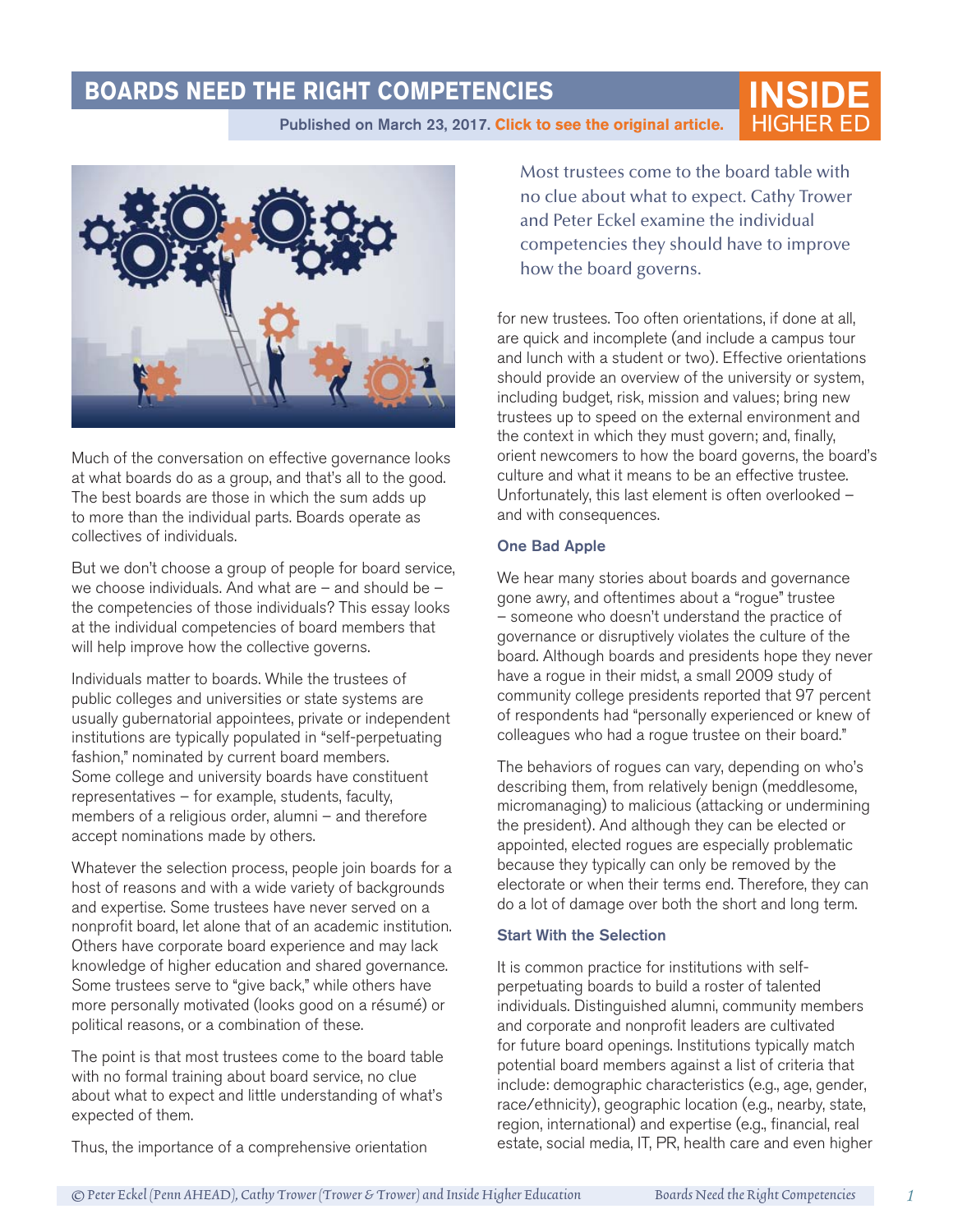# BOARDS NEED THE RIGHT COMPETENCIES

Published on March 23, 2017. Click to see the original article.

Most trustees come to the board table with no clue about what to expect. Cathy Trower and Peter Eckel examine the individual competencies they should have to improve how the board governs.

Much of the conversation on effective governance looks at what boards do as a group, and that's all to the good. The best boards are those in which the sum adds up to more than the individual parts. Boards operate as collectives of individuals.

But we don't choose a group of people for board service, we choose individuals. And what are – and should be – the competencies of those individuals? This essay looks at the individual competencies of board members that will help improve how the collective governs.

Individuals matter to boards. While the trustees of public colleges and universities or state systems are usually gubernatorial appointees, private or independent institutions are typically populated in "self-perpetuating fashion," nominated by current board members. Some college and university boards have constituent representatives – for example, students, faculty, members of a religious order, alumni – and therefore accept nominations made by others.

Whatever the selection process, people join boards for a host of reasons and with a wide variety of backgrounds and expertise. Some trustees have never served on a nonprofit board, let alone that of an academic institution. Others have corporate board experience and may lack knowledge of higher education and shared governance. Some trustees serve to "give back," while others have more personally motivated (looks good on a résumé) or political reasons, or a combination of these.

The point is that most trustees come to the board table with no formal training about board service, no clue about what to expect and little understanding of what's expected of them.

Thus, the importance of a comprehensive orientation for new trustees. Too often orientations, if done at all, are quick and incomplete (and include a campus tour and lunch with a student or two). Effective orientations should provide an overview of the university or system, including budget, risk, mission and values; bring new trustees up to speed on the external environment and the context in which they must govern; and, finally, orient newcomers to how the board governs, the board's culture and what it means to be an effective trustee. Unfortunately, this last element is often overlooked – and with consequences.

### One Bad Apple

We hear many stories about boards and governance gone awry, and oftentimes about a "rogue" trustee – someone who doesn't understand the practice of governance or disruptively violates the culture of the board. Although boards and presidents hope they never have a rogue in their midst, a small 2009 study of community college presidents reported that 97 percent of respondents had "personally experienced or knew of colleagues who had a rogue trustee on their board."

The behaviors of rogues can vary, depending on who's describing them, from relatively benign (meddlesome, micromanaging) to malicious (attacking or undermining the president). And although they can be elected or appointed, elected rogues are especially problematic because they typically can only be removed by the electorate or when their terms end. Therefore, they can do a lot of damage over both the short and long term.

### Start With the Selection

It is common practice for institutions with self-perpetuating boards to build a roster of talented individuals. Distinguished alumni, community members and corporate and nonprofit leaders are cultivated for future board openings. Institutions typically match potential board members against a list of criteria that include: demographic characteristics (e.g., age, gender, race/ethnicity), geographic location (e.g., nearby, state, region, international) and expertise (e.g., financial, real estate, social media, IT, PR, health care and even higher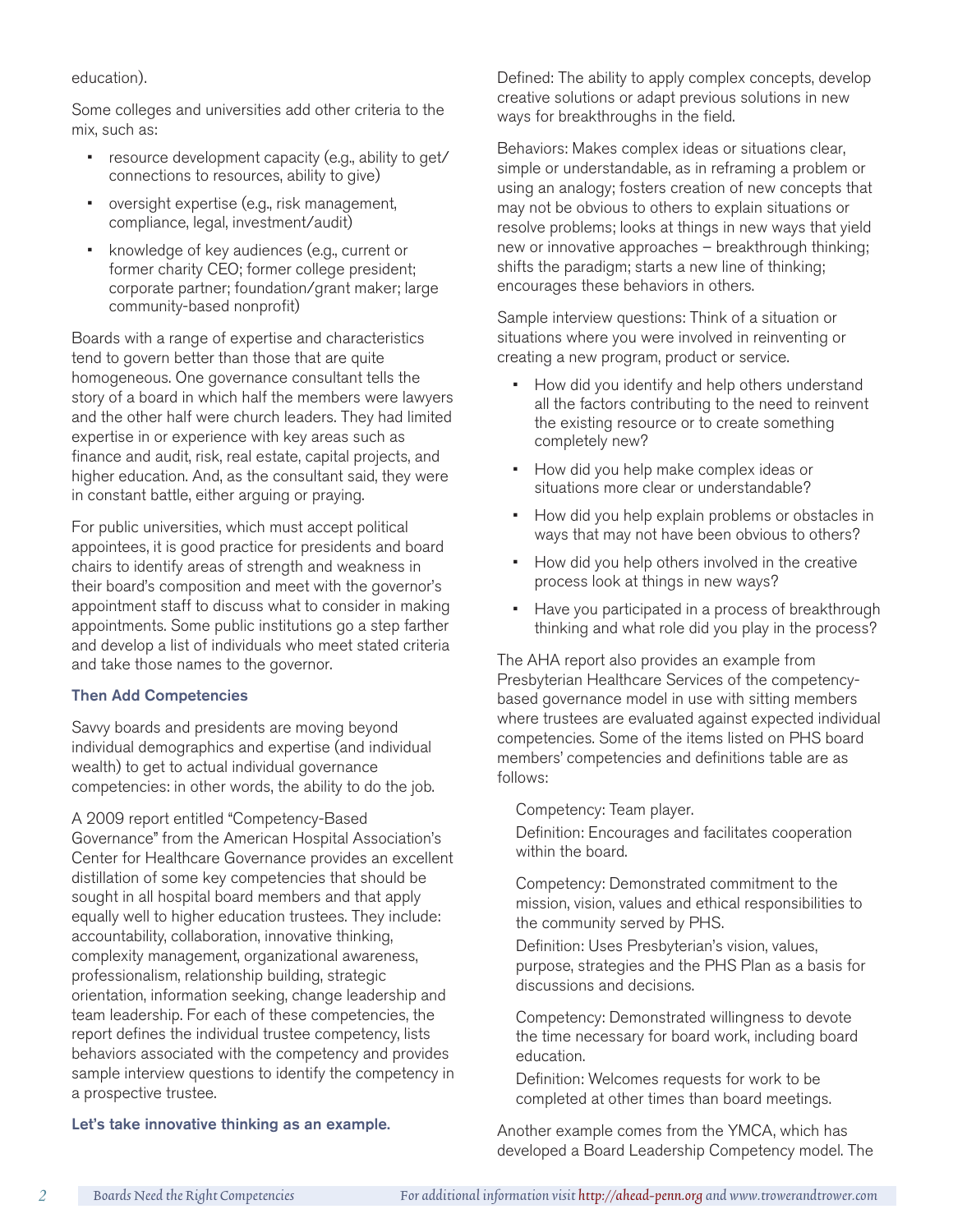education).

Some colleges and universities add other criteria to the mix, such as:

- resource development capacity (e.g., ability to get/connections to resources, ability to give)
- oversight expertise (e.g., risk management, compliance, legal, investment/audit)
- knowledge of key audiences (e.g., current or former charity CEO; former college president; corporate partner; foundation/grant maker; large community-based nonprofit)

Boards with a range of expertise and characteristics tend to govern better than those that are quite homogeneous. One governance consultant tells the story of a board in which half the members were lawyers and the other half were church leaders. They had limited expertise in or experience with key areas such as finance and audit, risk, real estate, capital projects, and higher education. And, as the consultant said, they were in constant battle, either arguing or praying.

For public universities, which must accept political appointees, it is good practice for presidents and board chairs to identify areas of strength and weakness in their board's composition and meet with the governor's appointment staff to discuss what to consider in making appointments. Some public institutions go a step farther and develop a list of individuals who meet stated criteria and take those names to the governor.

### Then Add Competencies

Savvy boards and presidents are moving beyond individual demographics and expertise (and individual wealth) to get to actual individual governance competencies: in other words, the ability to do the job.

A 2009 report entitled "Competency-Based Governance" from the American Hospital Association's Center for Healthcare Governance provides an excellent distillation of some key competencies that should be sought in all hospital board members and that apply equally well to higher education trustees. They include: accountability, collaboration, innovative thinking, complexity management, organizational awareness, professionalism, relationship building, strategic orientation, information seeking, change leadership and team leadership. For each of these competencies, the report defines the individual trustee competency, lists behaviors associated with the competency and provides sample interview questions to identify the competency in a prospective trustee.

**Let's take innovative thinking as an example.**

Defined: The ability to apply complex concepts, develop creative solutions or adapt previous solutions in new ways for breakthroughs in the field.

Behaviors: Makes complex ideas or situations clear, simple or understandable, as in reframing a problem or using an analogy; fosters creation of new concepts that may not be obvious to others to explain situations or resolve problems; looks at things in new ways that yield new or innovative approaches – breakthrough thinking; shifts the paradigm; starts a new line of thinking; encourages these behaviors in others.

Sample interview questions: Think of a situation or situations where you were involved in reinventing or creating a new program, product or service.

- How did you identify and help others understand all the factors contributing to the need to reinvent the existing resource or to create something completely new?
- How did you help make complex ideas or situations more clear or understandable?
- How did you help explain problems or obstacles in ways that may not have been obvious to others?
- How did you help others involved in the creative process look at things in new ways?
- Have you participated in a process of breakthrough thinking and what role did you play in the process?

The AHA report also provides an example from Presbyterian Healthcare Services of the competency-based governance model in use with sitting members where trustees are evaluated against expected individual competencies. Some of the items listed on PHS board members' competencies and definitions table are as follows:

> Competency: Team player.
> Definition: Encourages and facilitates cooperation within the board.
>
> Competency: Demonstrated commitment to the mission, vision, values and ethical responsibilities to the community served by PHS.
> Definition: Uses Presbyterian's vision, values, purpose, strategies and the PHS Plan as a basis for discussions and decisions.
>
> Competency: Demonstrated willingness to devote the time necessary for board work, including board education.
> Definition: Welcomes requests for work to be completed at other times than board meetings.

Another example comes from the YMCA, which has developed a Board Leadership Competency model. The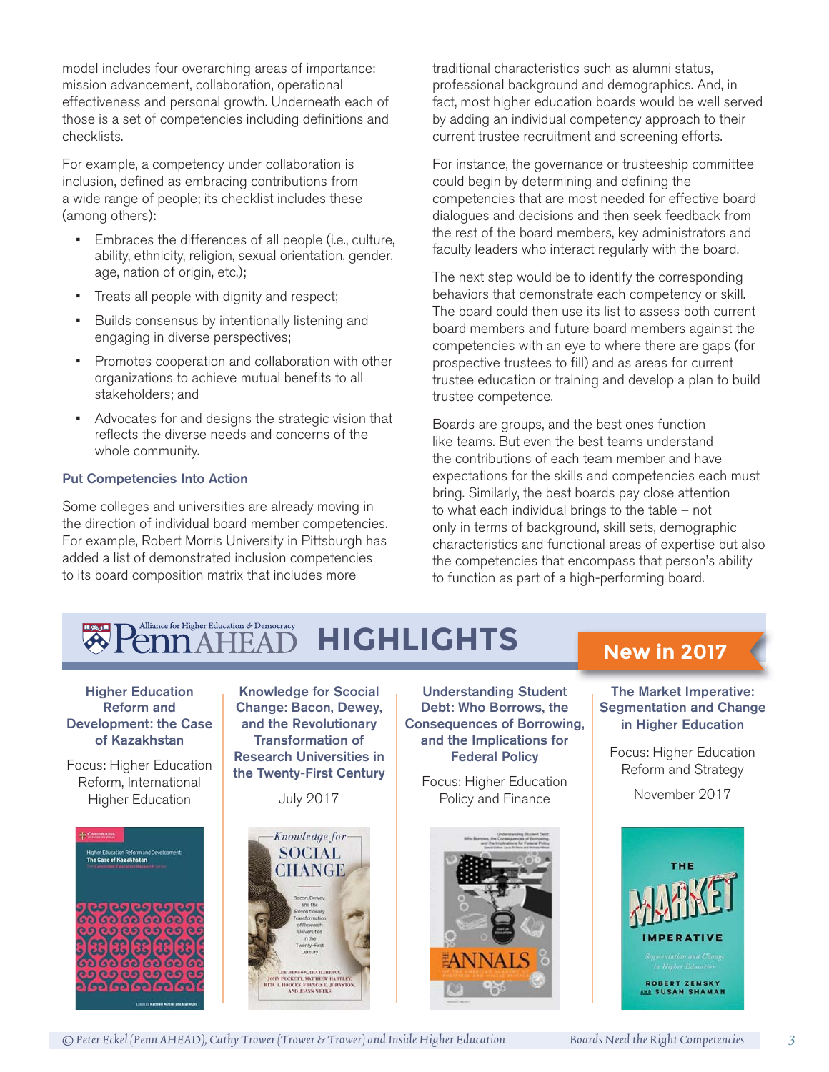model includes four overarching areas of importance: mission advancement, collaboration, operational effectiveness and personal growth. Underneath each of those is a set of competencies including definitions and checklists.

For example, a competency under collaboration is inclusion, defined as embracing contributions from a wide range of people; its checklist includes these (among others):

- Embraces the differences of all people (i.e., culture, ability, ethnicity, religion, sexual orientation, gender, age, nation of origin, etc.);
- Treats all people with dignity and respect;
- Builds consensus by intentionally listening and engaging in diverse perspectives;
- Promotes cooperation and collaboration with other organizations to achieve mutual benefits to all stakeholders; and
- Advocates for and designs the strategic vision that reflects the diverse needs and concerns of the whole community.

### Put Competencies Into Action

Some colleges and universities are already moving in the direction of individual board member competencies. For example, Robert Morris University in Pittsburgh has added a list of demonstrated inclusion competencies to its board composition matrix that includes more traditional characteristics such as alumni status, professional background and demographics. And, in fact, most higher education boards would be well served by adding an individual competency approach to their current trustee recruitment and screening efforts.

For instance, the governance or trusteeship committee could begin by determining and defining the competencies that are most needed for effective board dialogues and decisions and then seek feedback from the rest of the board members, key administrators and faculty leaders who interact regularly with the board.

The next step would be to identify the corresponding behaviors that demonstrate each competency or skill. The board could then use its list to assess both current board members and future board members against the competencies with an eye to where there are gaps (for prospective trustees to fill) and as areas for current trustee education or training and develop a plan to build trustee competence.

Boards are groups, and the best ones function like teams. But even the best teams understand the contributions of each team member and have expectations for the skills and competencies each must bring. Similarly, the best boards pay close attention to what each individual brings to the table – not only in terms of background, skill sets, demographic characteristics and functional areas of expertise but also the competencies that encompass that person's ability to function as part of a high-performing board.

## Alliance for Higher Education & Democracy Penn AHEAD HIGHLIGHTS

**New in 2017**

**Higher Education Reform and Development: the Case of Kazakhstan**

Focus: Higher Education Reform, International Higher Education

**Knowledge for Scocial Change: Bacon, Dewey, and the Revolutionary Transformation of Research Universities in the Twenty-First Century**

July 2017

**Understanding Student Debt: Who Borrows, the Consequences of Borrowing, and the Implications for Federal Policy**

Focus: Higher Education Policy and Finance

**The Market Imperative: Segmentation and Change in Higher Education**

Focus: Higher Education Reform and Strategy

November 2017

© Peter Eckel (Penn AHEAD), Cathy Trower (Trower & Trower) and Inside Higher Education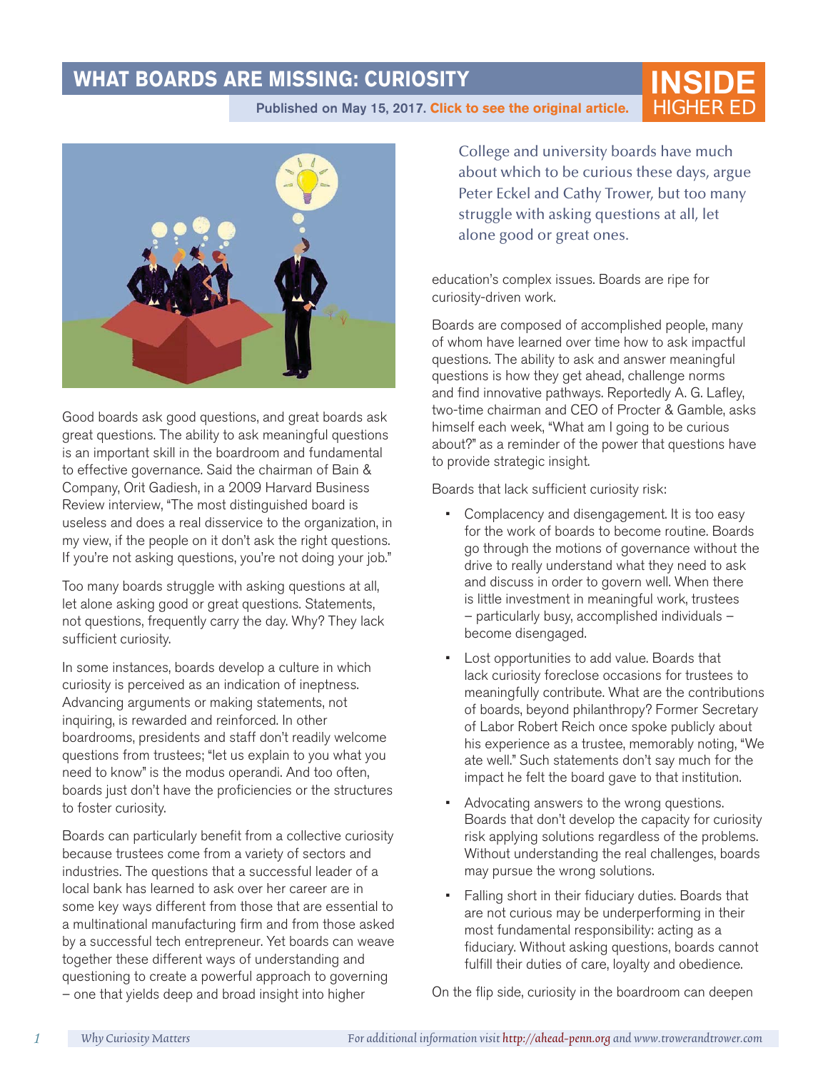# WHAT BOARDS ARE MISSING: CURIOSITY

Published on May 15, 2017. Click to see the original article.

College and university boards have much about which to be curious these days, argue Peter Eckel and Cathy Trower, but too many struggle with asking questions at all, let alone good or great ones.

Good boards ask good questions, and great boards ask great questions. The ability to ask meaningful questions is an important skill in the boardroom and fundamental to effective governance. Said the chairman of Bain & Company, Orit Gadiesh, in a 2009 Harvard Business Review interview, "The most distinguished board is useless and does a real disservice to the organization, in my view, if the people on it don't ask the right questions. If you're not asking questions, you're not doing your job."

Too many boards struggle with asking questions at all, let alone asking good or great questions. Statements, not questions, frequently carry the day. Why? They lack sufficient curiosity.

In some instances, boards develop a culture in which curiosity is perceived as an indication of ineptness. Advancing arguments or making statements, not inquiring, is rewarded and reinforced. In other boardrooms, presidents and staff don't readily welcome questions from trustees; "let us explain to you what you need to know" is the modus operandi. And too often, boards just don't have the proficiencies or the structures to foster curiosity.

Boards can particularly benefit from a collective curiosity because trustees come from a variety of sectors and industries. The questions that a successful leader of a local bank has learned to ask over her career are in some key ways different from those that are essential to a multinational manufacturing firm and from those asked by a successful tech entrepreneur. Yet boards can weave together these different ways of understanding and questioning to create a powerful approach to governing – one that yields deep and broad insight into higher education's complex issues. Boards are ripe for curiosity-driven work.

Boards are composed of accomplished people, many of whom have learned over time how to ask impactful questions. The ability to ask and answer meaningful questions is how they get ahead, challenge norms and find innovative pathways. Reportedly A. G. Lafley, two-time chairman and CEO of Procter & Gamble, asks himself each week, "What am I going to be curious about?" as a reminder of the power that questions have to provide strategic insight.

Boards that lack sufficient curiosity risk:

- Complacency and disengagement. It is too easy for the work of boards to become routine. Boards go through the motions of governance without the drive to really understand what they need to ask and discuss in order to govern well. When there is little investment in meaningful work, trustees – particularly busy, accomplished individuals – become disengaged.
- Lost opportunities to add value. Boards that lack curiosity foreclose occasions for trustees to meaningfully contribute. What are the contributions of boards, beyond philanthropy? Former Secretary of Labor Robert Reich once spoke publicly about his experience as a trustee, memorably noting, "We ate well." Such statements don't say much for the impact he felt the board gave to that institution.
- Advocating answers to the wrong questions. Boards that don't develop the capacity for curiosity risk applying solutions regardless of the problems. Without understanding the real challenges, boards may pursue the wrong solutions.
- Falling short in their fiduciary duties. Boards that are not curious may be underperforming in their most fundamental responsibility: acting as a fiduciary. Without asking questions, boards cannot fulfill their duties of care, loyalty and obedience.

On the flip side, curiosity in the boardroom can deepen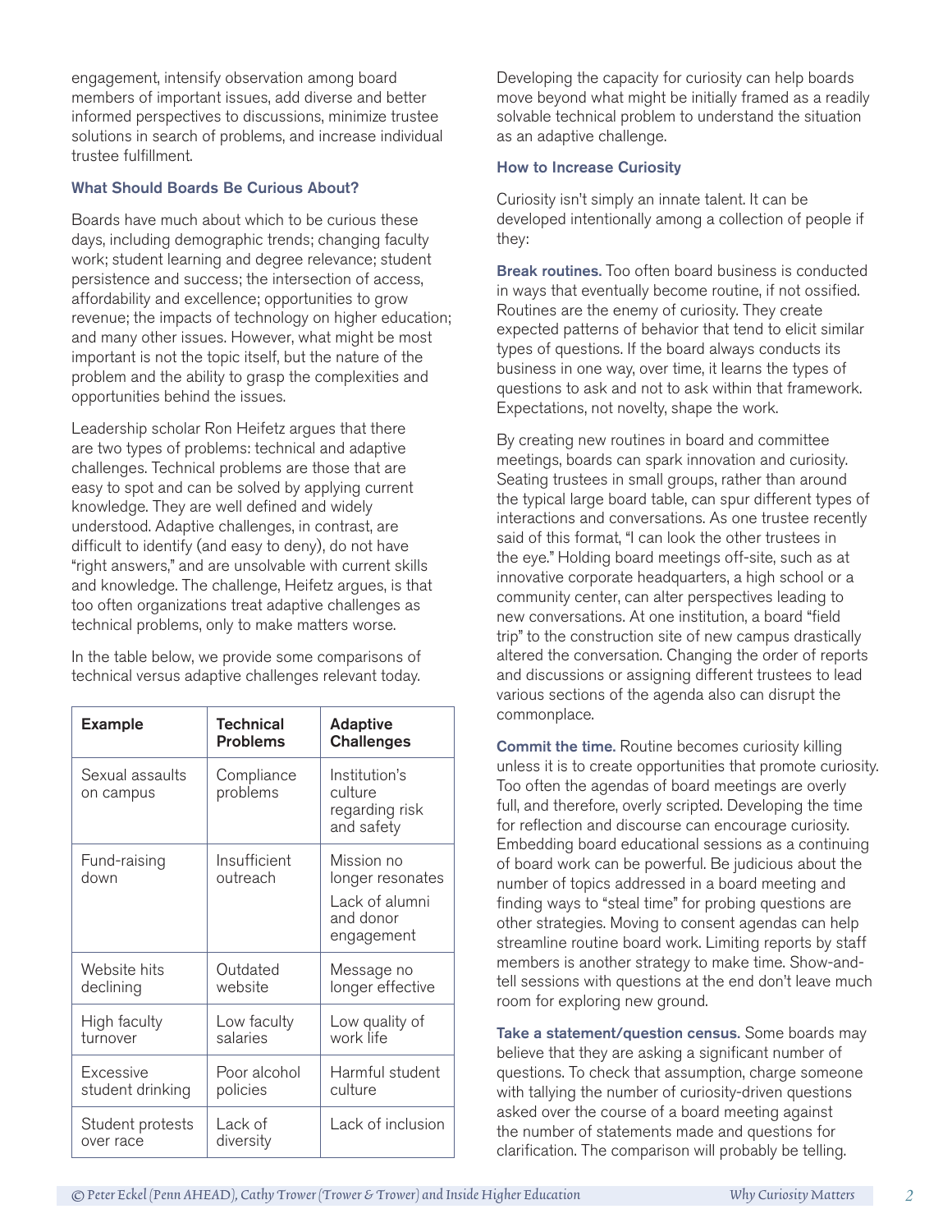engagement, intensify observation among board members of important issues, add diverse and better informed perspectives to discussions, minimize trustee solutions in search of problems, and increase individual trustee fulfillment.

### What Should Boards Be Curious About?

Boards have much about which to be curious these days, including demographic trends; changing faculty work; student learning and degree relevance; student persistence and success; the intersection of access, affordability and excellence; opportunities to grow revenue; the impacts of technology on higher education; and many other issues. However, what might be most important is not the topic itself, but the nature of the problem and the ability to grasp the complexities and opportunities behind the issues.

Leadership scholar Ron Heifetz argues that there are two types of problems: technical and adaptive challenges. Technical problems are those that are easy to spot and can be solved by applying current knowledge. They are well defined and widely understood. Adaptive challenges, in contrast, are difficult to identify (and easy to deny), do not have "right answers," and are unsolvable with current skills and knowledge. The challenge, Heifetz argues, is that too often organizations treat adaptive challenges as technical problems, only to make matters worse.

In the table below, we provide some comparisons of technical versus adaptive challenges relevant today.

| Example | Technical Problems | Adaptive Challenges |
|---|---|---|
| Sexual assaults on campus | Compliance problems | Institution's culture regarding risk and safety |
| Fund-raising down | Insufficient outreach | Mission no longer resonates<br>Lack of alumni and donor engagement |
| Website hits declining | Outdated website | Message no longer effective |
| High faculty turnover | Low faculty salaries | Low quality of work life |
| Excessive student drinking | Poor alcohol policies | Harmful student culture |
| Student protests over race | Lack of diversity | Lack of inclusion |

Developing the capacity for curiosity can help boards move beyond what might be initially framed as a readily solvable technical problem to understand the situation as an adaptive challenge.

### How to Increase Curiosity

Curiosity isn't simply an innate talent. It can be developed intentionally among a collection of people if they:

**Break routines.** Too often board business is conducted in ways that eventually become routine, if not ossified. Routines are the enemy of curiosity. They create expected patterns of behavior that tend to elicit similar types of questions. If the board always conducts its business in one way, over time, it learns the types of questions to ask and not to ask within that framework. Expectations, not novelty, shape the work.

By creating new routines in board and committee meetings, boards can spark innovation and curiosity. Seating trustees in small groups, rather than around the typical large board table, can spur different types of interactions and conversations. As one trustee recently said of this format, "I can look the other trustees in the eye." Holding board meetings off-site, such as at innovative corporate headquarters, a high school or a community center, can alter perspectives leading to new conversations. At one institution, a board "field trip" to the construction site of new campus drastically altered the conversation. Changing the order of reports and discussions or assigning different trustees to lead various sections of the agenda also can disrupt the commonplace.

**Commit the time.** Routine becomes curiosity killing unless it is to create opportunities that promote curiosity. Too often the agendas of board meetings are overly full, and therefore, overly scripted. Developing the time for reflection and discourse can encourage curiosity. Embedding board educational sessions as a continuing of board work can be powerful. Be judicious about the number of topics addressed in a board meeting and finding ways to "steal time" for probing questions are other strategies. Moving to consent agendas can help streamline routine board work. Limiting reports by staff members is another strategy to make time. Show-and-tell sessions with questions at the end don't leave much room for exploring new ground.

**Take a statement/question census.** Some boards may believe that they are asking a significant number of questions. To check that assumption, charge someone with tallying the number of curiosity-driven questions asked over the course of a board meeting against the number of statements made and questions for clarification. The comparison will probably be telling.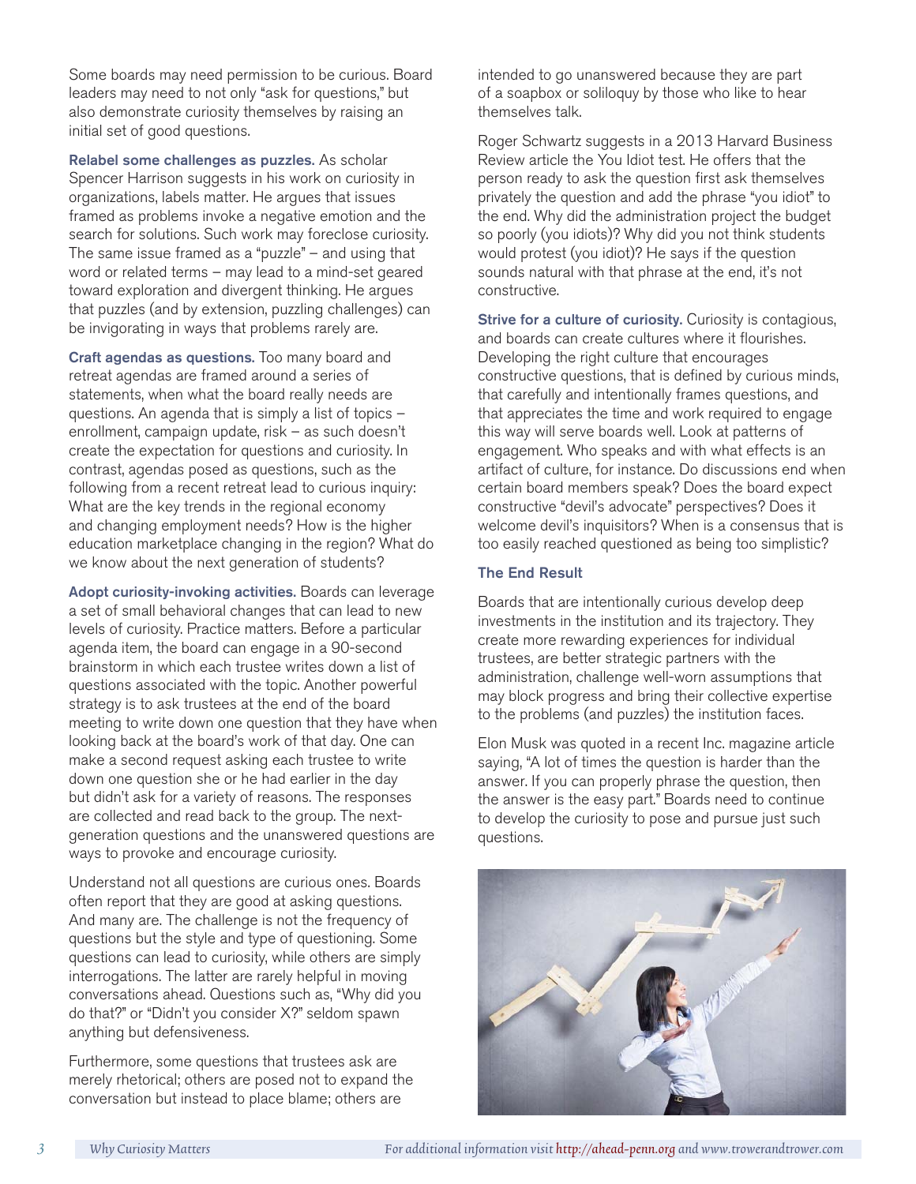Some boards may need permission to be curious. Board leaders may need to not only "ask for questions," but also demonstrate curiosity themselves by raising an initial set of good questions.

**Relabel some challenges as puzzles.** As scholar Spencer Harrison suggests in his work on curiosity in organizations, labels matter. He argues that issues framed as problems invoke a negative emotion and the search for solutions. Such work may foreclose curiosity. The same issue framed as a "puzzle" – and using that word or related terms – may lead to a mind-set geared toward exploration and divergent thinking. He argues that puzzles (and by extension, puzzling challenges) can be invigorating in ways that problems rarely are.

**Craft agendas as questions.** Too many board and retreat agendas are framed around a series of statements, when what the board really needs are questions. An agenda that is simply a list of topics – enrollment, campaign update, risk – as such doesn't create the expectation for questions and curiosity. In contrast, agendas posed as questions, such as the following from a recent retreat lead to curious inquiry: What are the key trends in the regional economy and changing employment needs? How is the higher education marketplace changing in the region? What do we know about the next generation of students?

**Adopt curiosity-invoking activities.** Boards can leverage a set of small behavioral changes that can lead to new levels of curiosity. Practice matters. Before a particular agenda item, the board can engage in a 90-second brainstorm in which each trustee writes down a list of questions associated with the topic. Another powerful strategy is to ask trustees at the end of the board meeting to write down one question that they have when looking back at the board's work of that day. One can make a second request asking each trustee to write down one question she or he had earlier in the day but didn't ask for a variety of reasons. The responses are collected and read back to the group. The next-generation questions and the unanswered questions are ways to provoke and encourage curiosity.

Understand not all questions are curious ones. Boards often report that they are good at asking questions. And many are. The challenge is not the frequency of questions but the style and type of questioning. Some questions can lead to curiosity, while others are simply interrogations. The latter are rarely helpful in moving conversations ahead. Questions such as, "Why did you do that?" or "Didn't you consider X?" seldom spawn anything but defensiveness.

Furthermore, some questions that trustees ask are merely rhetorical; others are posed not to expand the conversation but instead to place blame; others are intended to go unanswered because they are part of a soapbox or soliloquy by those who like to hear themselves talk.

Roger Schwartz suggests in a 2013 Harvard Business Review article the You Idiot test. He offers that the person ready to ask the question first ask themselves privately the question and add the phrase "you idiot" to the end. Why did the administration project the budget so poorly (you idiots)? Why did you not think students would protest (you idiot)? He says if the question sounds natural with that phrase at the end, it's not constructive.

**Strive for a culture of curiosity.** Curiosity is contagious, and boards can create cultures where it flourishes. Developing the right culture that encourages constructive questions, that is defined by curious minds, that carefully and intentionally frames questions, and that appreciates the time and work required to engage this way will serve boards well. Look at patterns of engagement. Who speaks and with what effects is an artifact of culture, for instance. Do discussions end when certain board members speak? Does the board expect constructive "devil's advocate" perspectives? Does it welcome devil's inquisitors? When is a consensus that is too easily reached questioned as being too simplistic?

## The End Result

Boards that are intentionally curious develop deep investments in the institution and its trajectory. They create more rewarding experiences for individual trustees, are better strategic partners with the administration, challenge well-worn assumptions that may block progress and bring their collective expertise to the problems (and puzzles) the institution faces.

Elon Musk was quoted in a recent Inc. magazine article saying, "A lot of times the question is harder than the answer. If you can properly phrase the question, then the answer is the easy part." Boards need to continue to develop the curiosity to pose and pursue just such questions.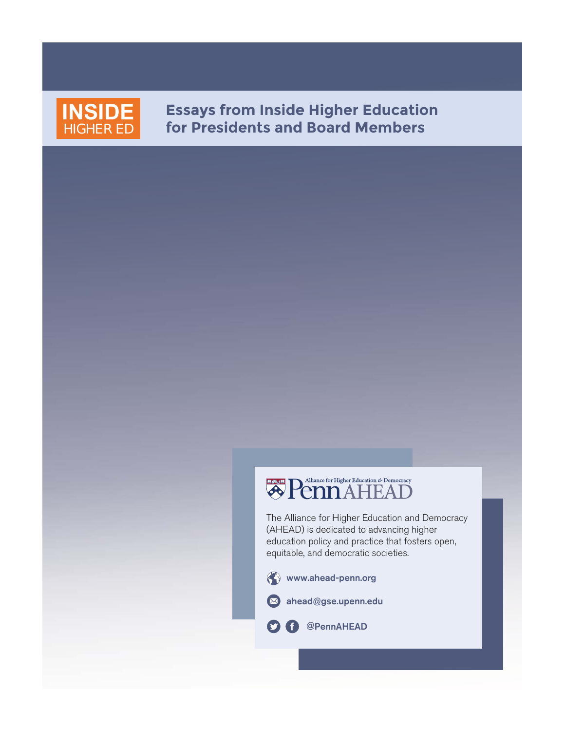INSIDE HIGHER ED

**Essays from Inside Higher Education for Presidents and Board Members**

Alliance for Higher Education & Democracy

Penn AHEAD

The Alliance for Higher Education and Democracy (AHEAD) is dedicated to advancing higher education policy and practice that fosters open, equitable, and democratic societies.

www.ahead-penn.org

ahead@gse.upenn.edu

@PennAHEAD